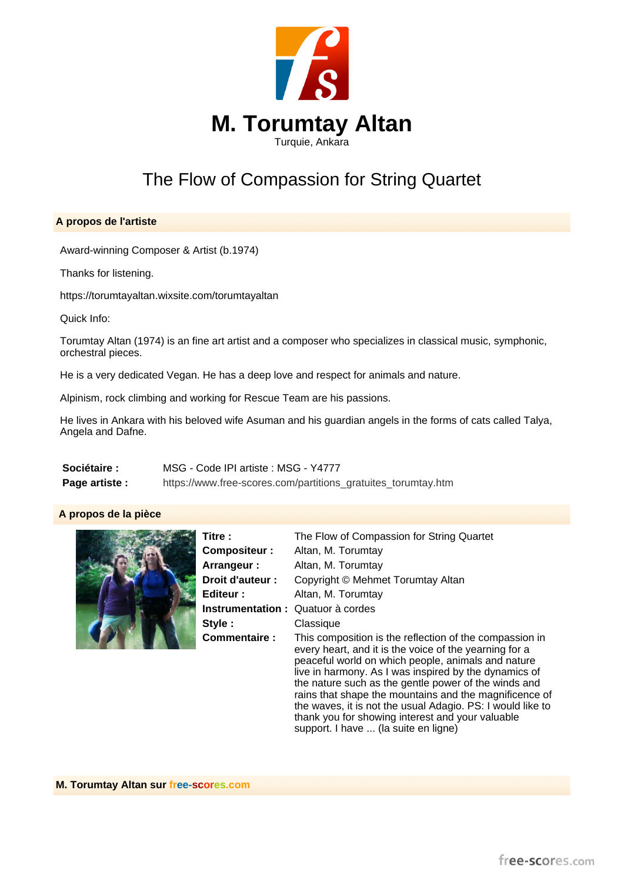# M. Torumtay Altan

Turquie, Ankara

## The Flow of Compassion for String Quartet

### A propos de l'artiste

Award-winning Composer & Artist (b.1974)

Thanks for listening.

https://torumtayaltan.wixsite.com/torumtayaltan

Quick Info:

Torumtay Altan (1974) is an fine art artist and a composer who specializes in classical music, symphonic, orchestral pieces.

He is a very dedicated Vegan. He has a deep love and respect for animals and nature.

Alpinism, rock climbing and working for Rescue Team are his passions.

He lives in Ankara with his beloved wife Asuman and his guardian angels in the forms of cats called Talya, Angela and Dafne.

**Sociétaire :** MSG - Code IPI artiste : MSG - Y4777

**Page artiste :** https://www.free-scores.com/partitions_gratuites_torumtay.htm

### A propos de la pièce

**Titre :** The Flow of Compassion for String Quartet

**Compositeur :** Altan, M. Torumtay

**Arrangeur :** Altan, M. Torumtay

**Droit d'auteur :** Copyright © Mehmet Torumtay Altan

**Editeur :** Altan, M. Torumtay

**Instrumentation :** Quatuor à cordes

**Style :** Classique

**Commentaire :** This composition is the reflection of the compassion in every heart, and it is the voice of the yearning for a peaceful world on which people, animals and nature live in harmony. As I was inspired by the dynamics of the nature such as the gentle power of the winds and rains that shape the mountains and the magnificence of the waves, it is not the usual Adagio. PS: I would like to thank you for showing interest and your valuable support. I have ... (la suite en ligne)

### M. Torumtay Altan sur free-scores.com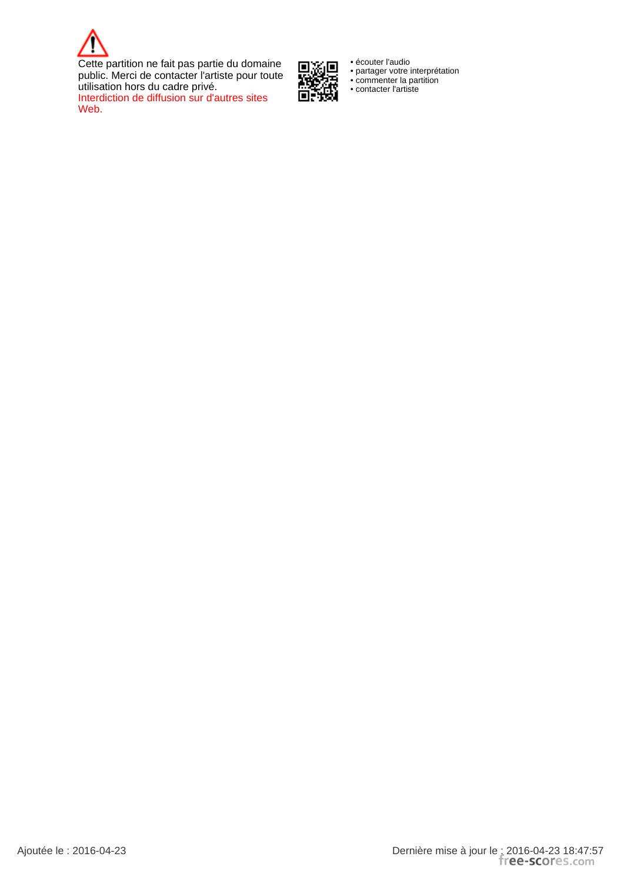Cette partition ne fait pas partie du domaine public. Merci de contacter l'artiste pour toute utilisation hors du cadre privé.

Interdiction de diffusion sur d'autres sites Web.

- écouter l'audio
- partager votre interprétation
- commenter la partition
- contacter l'artiste

Ajoutée le : 2016-04-23

Dernière mise à jour le : 2016-04-23 18:47:57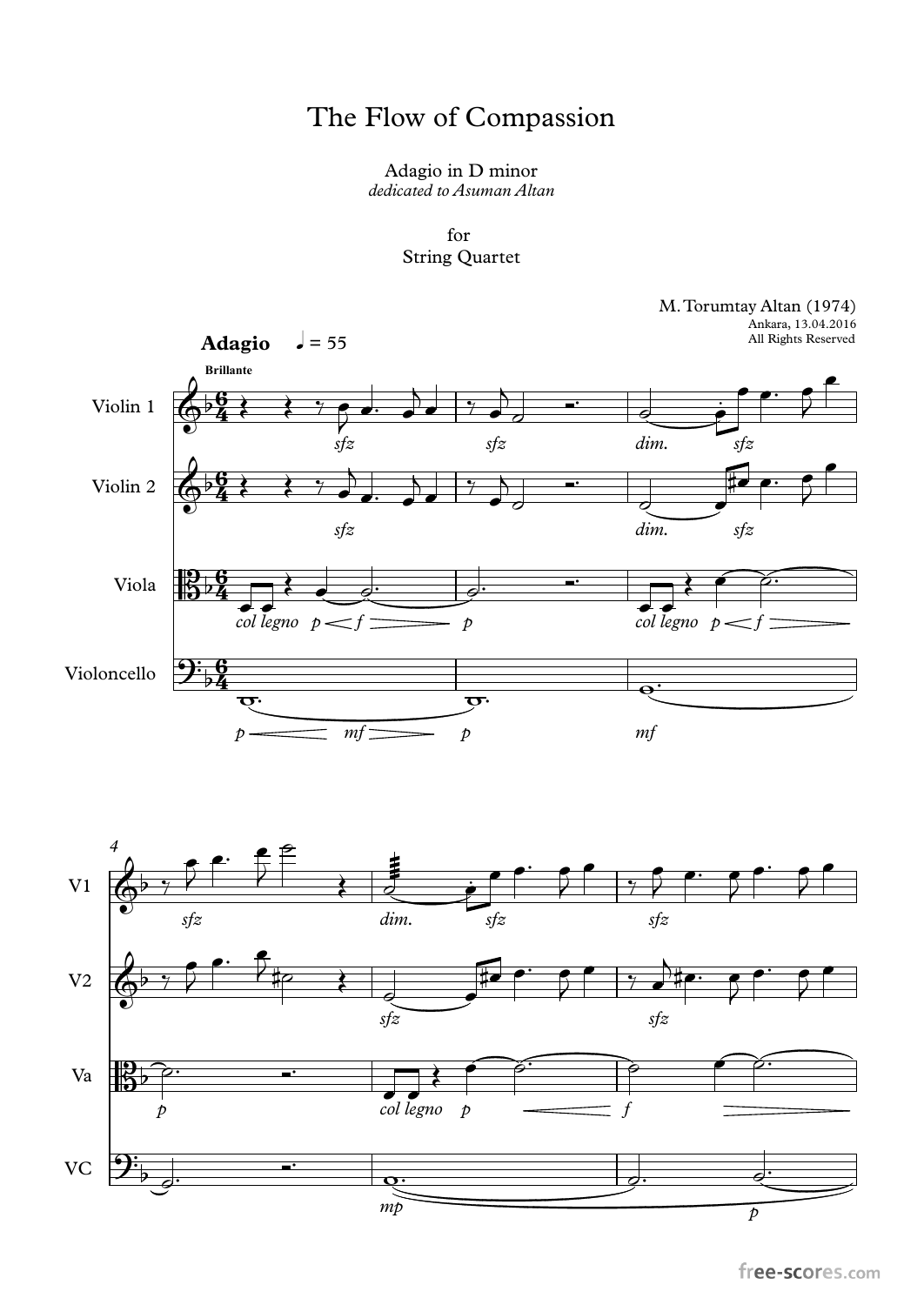# The Flow of Compassion

Adagio in D minor

*dedicated to Asuman Altan*

for

String Quartet

M. Torumtay Altan (1974)

Ankara, 13.04.2016

All Rights Reserved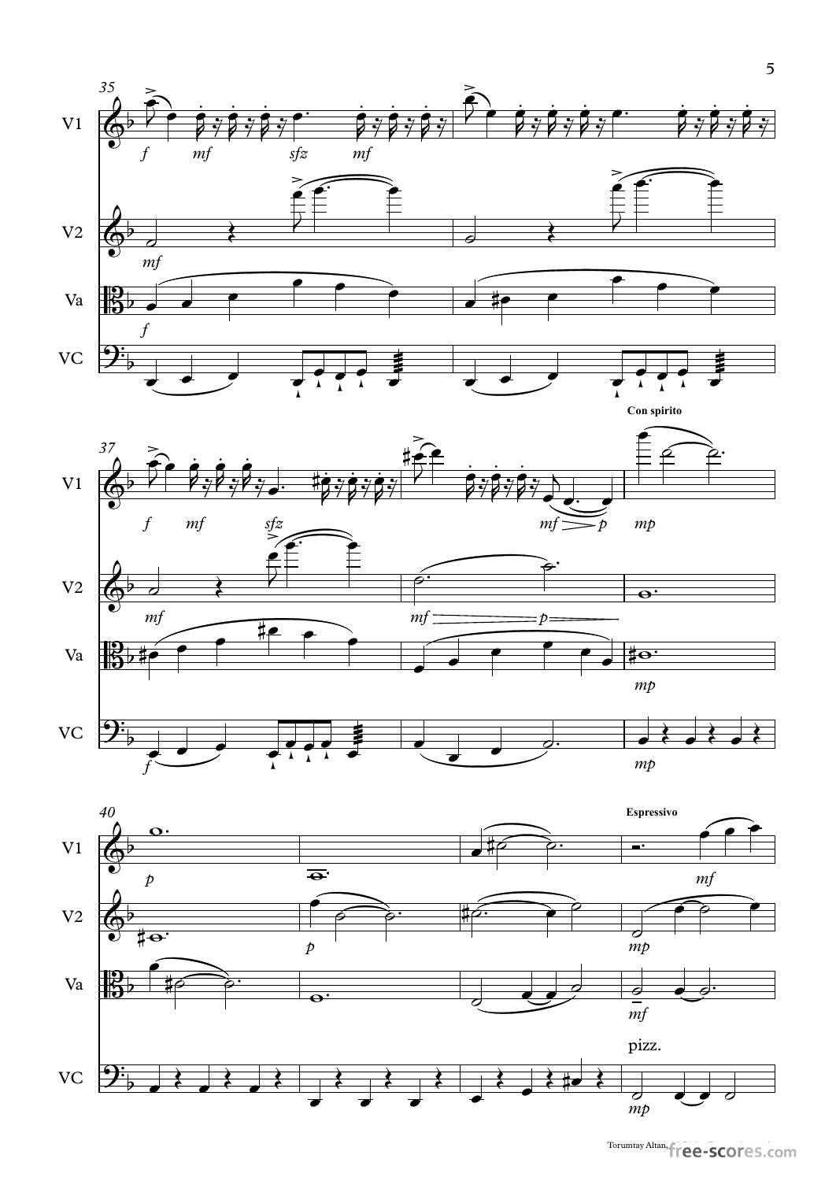Con spirito

Espressivo

pizz.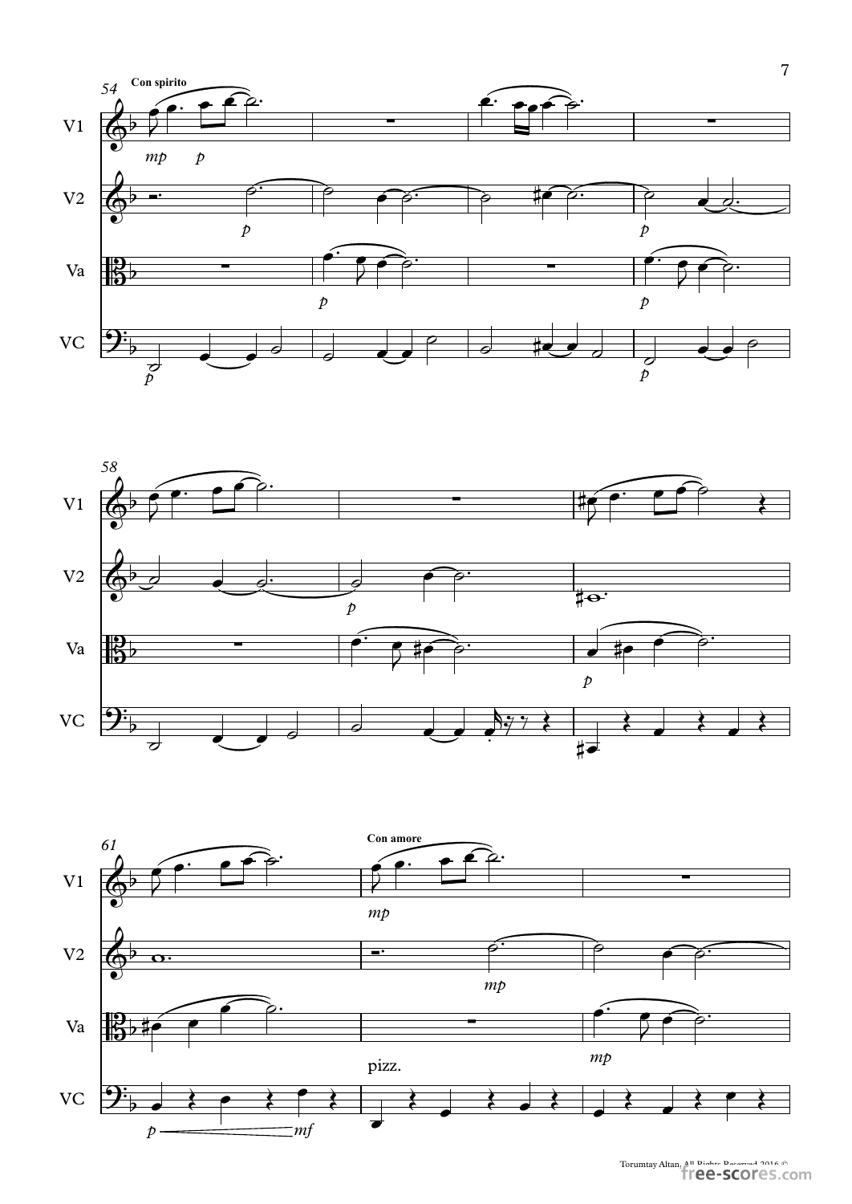Con spirito

Con amore

pizz.